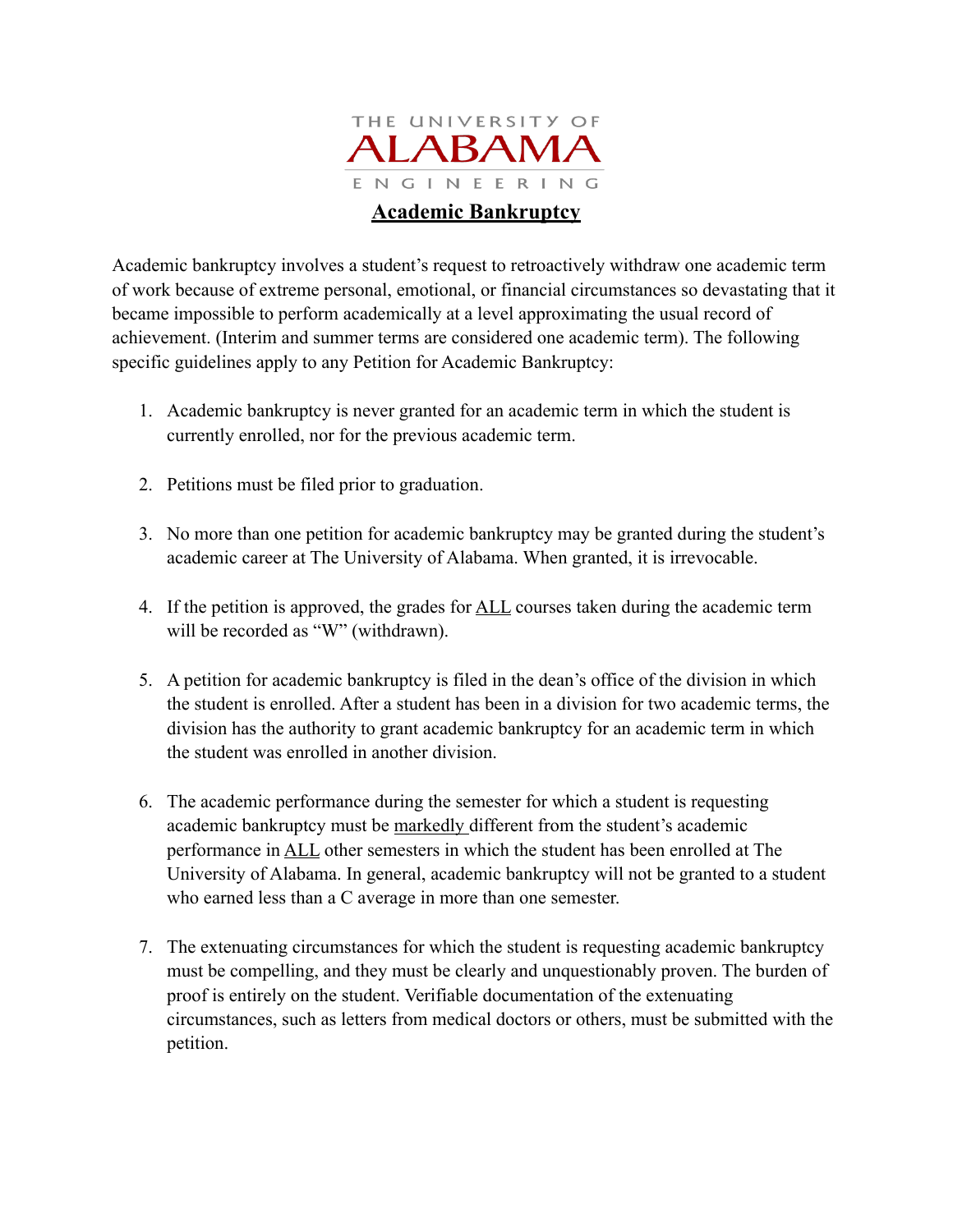THE UNIVERSITY OF ALABAMA ENGINEERING

# Academic Bankruptcy

Academic bankruptcy involves a student's request to retroactively withdraw one academic term of work because of extreme personal, emotional, or financial circumstances so devastating that it became impossible to perform academically at a level approximating the usual record of achievement. (Interim and summer terms are considered one academic term). The following specific guidelines apply to any Petition for Academic Bankruptcy:

1. Academic bankruptcy is never granted for an academic term in which the student is currently enrolled, nor for the previous academic term.

2. Petitions must be filed prior to graduation.

3. No more than one petition for academic bankruptcy may be granted during the student's academic career at The University of Alabama. When granted, it is irrevocable.

4. If the petition is approved, the grades for ALL courses taken during the academic term will be recorded as "W" (withdrawn).

5. A petition for academic bankruptcy is filed in the dean's office of the division in which the student is enrolled. After a student has been in a division for two academic terms, the division has the authority to grant academic bankruptcy for an academic term in which the student was enrolled in another division.

6. The academic performance during the semester for which a student is requesting academic bankruptcy must be markedly different from the student's academic performance in ALL other semesters in which the student has been enrolled at The University of Alabama. In general, academic bankruptcy will not be granted to a student who earned less than a C average in more than one semester.

7. The extenuating circumstances for which the student is requesting academic bankruptcy must be compelling, and they must be clearly and unquestionably proven. The burden of proof is entirely on the student. Verifiable documentation of the extenuating circumstances, such as letters from medical doctors or others, must be submitted with the petition.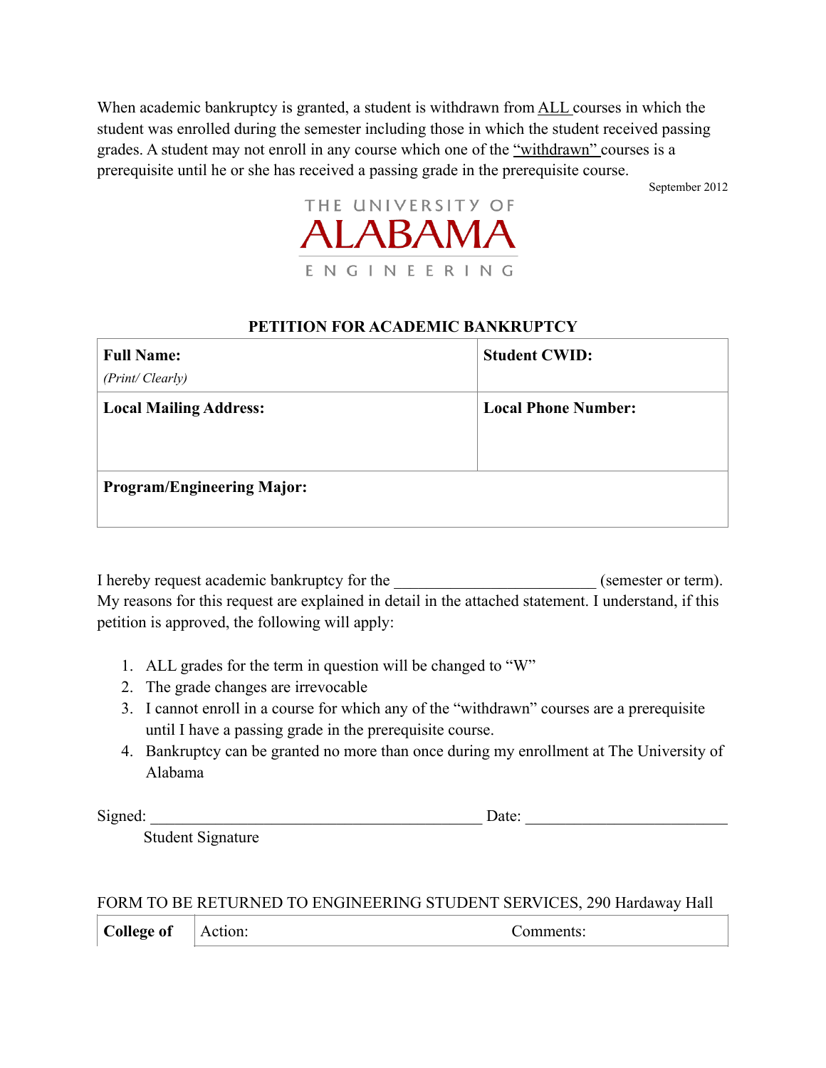When academic bankruptcy is granted, a student is withdrawn from ALL courses in which the student was enrolled during the semester including those in which the student received passing grades. A student may not enroll in any course which one of the "withdrawn" courses is a prerequisite until he or she has received a passing grade in the prerequisite course.

September 2012

THE UNIVERSITY OF
ALABAMA
ENGINEERING

## PETITION FOR ACADEMIC BANKRUPTCY

| **Full Name:** *(Print/ Clearly)* | **Student CWID:** |
|---|---|
| **Local Mailing Address:** | **Local Phone Number:** |
| **Program/Engineering Major:** | |

I hereby request academic bankruptcy for the ________________________ (semester or term). My reasons for this request are explained in detail in the attached statement. I understand, if this petition is approved, the following will apply:

1. ALL grades for the term in question will be changed to "W"
2. The grade changes are irrevocable
3. I cannot enroll in a course for which any of the "withdrawn" courses are a prerequisite until I have a passing grade in the prerequisite course.
4. Bankruptcy can be granted no more than once during my enrollment at The University of Alabama

Signed: ________________________________________ Date: ________________________
Student Signature

FORM TO BE RETURNED TO ENGINEERING STUDENT SERVICES, 290 Hardaway Hall

| **College of** | Action: | Comments: |
|---|---|---|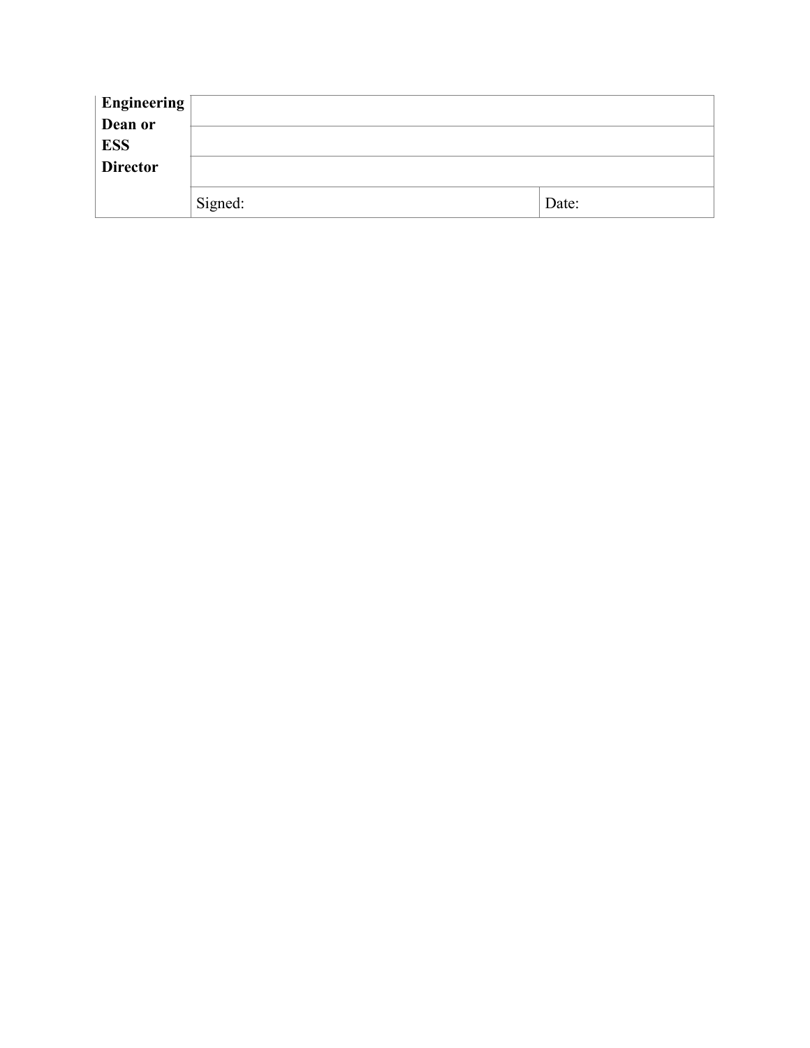| | | |
|---|---|---|
| **Engineering Dean or ESS Director** | | |
| | | |
| | | |
| | Signed: | Date: |